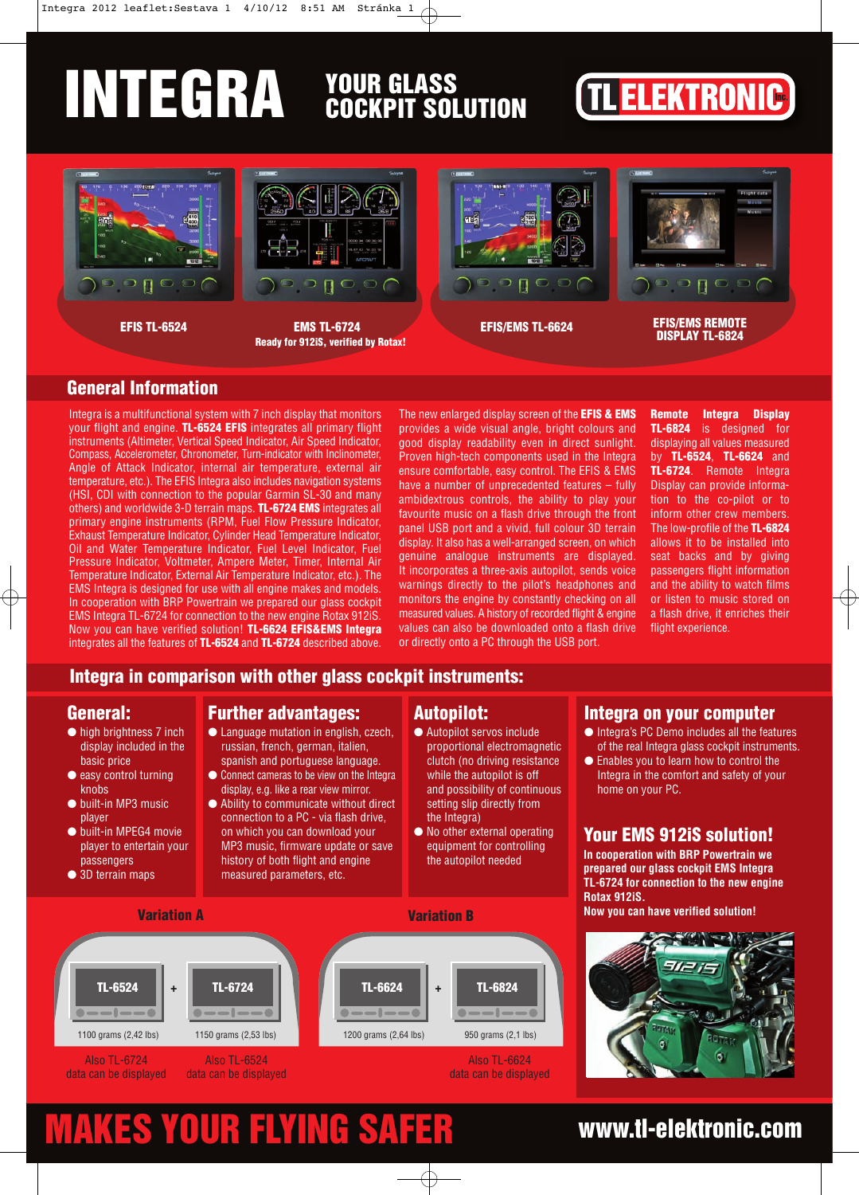# INTEGRA

## YOUR GLASS COCKPIT SOLUTION

TL ELEKTRONIC Inc.

**EFIS TL-6524**

**EMS TL-6724**
**Ready for 912iS, verified by Rotax!**

**EFIS/EMS TL-6624**

**EFIS/EMS REMOTE DISPLAY TL-6824**

## General Information

Integra is a multifunctional system with 7 inch display that monitors your flight and engine. **TL-6524 EFIS** integrates all primary flight instruments (Altimeter, Vertical Speed Indicator, Air Speed Indicator, Compass, Accelerometer, Chronometer, Turn-indicator with Inclinometer, Angle of Attack Indicator, internal air temperature, external air temperature, etc.). The EFIS Integra also includes navigation systems (HSI, CDI with connection to the popular Garmin SL-30 and many others) and worldwide 3-D terrain maps. **TL-6724 EMS** integrates all primary engine instruments (RPM, Fuel Flow Pressure Indicator, Exhaust Temperature Indicator, Cylinder Head Temperature Indicator, Oil and Water Temperature Indicator, Fuel Level Indicator, Fuel Pressure Indicator, Voltmeter, Ampere Meter, Timer, Internal Air Temperature Indicator, External Air Temperature Indicator, etc.). The EMS Integra is designed for use with all engine makes and models. In cooperation with BRP Powertrain we prepared our glass cockpit EMS Integra TL-6724 for connection to the new engine Rotax 912iS. Now you can have verified solution! **TL-6624 EFIS&EMS Integra** integrates all the features of **TL-6524** and **TL-6724** described above.

The new enlarged display screen of the **EFIS & EMS** provides a wide visual angle, bright colours and good display readability even in direct sunlight. Proven high-tech components used in the Integra ensure comfortable, easy control. The EFIS & EMS have a number of unprecedented features – fully ambidextrous controls, the ability to play your favourite music on a flash drive through the front panel USB port and a vivid, full colour 3D terrain display. It also has a well-arranged screen, on which genuine analogue instruments are displayed. It incorporates a three-axis autopilot, sends voice warnings directly to the pilot's headphones and monitors the engine by constantly checking on all measured values. A history of recorded flight & engine values can also be downloaded onto a flash drive or directly onto a PC through the USB port.

**Remote Integra Display TL-6824** is designed for displaying all values measured by **TL-6524**, **TL-6624** and **TL-6724**. Remote Integra Display can provide information to the co-pilot or to inform other crew members. The low-profile of the **TL-6824** allows it to be installed into seat backs and by giving passengers flight information and the ability to watch films or listen to music stored on a flash drive, it enriches their flight experience.

## Integra in comparison with other glass cockpit instruments:

### General:

- high brightness 7 inch display included in the basic price
- easy control turning knobs
- built-in MP3 music player
- built-in MPEG4 movie player to entertain your passengers
- 3D terrain maps

### Further advantages:

- Language mutation in english, czech, russian, french, german, italien, spanish and portuguese language.
- Connect cameras to be view on the Integra display, e.g. like a rear view mirror.
- Ability to communicate without direct connection to a PC - via flash drive, on which you can download your MP3 music, firmware update or save history of both flight and engine measured parameters, etc.

### Autopilot:

- Autopilot servos include proportional electromagnetic clutch (no driving resistance while the autopilot is off and possibility of continuous setting slip directly from the Integra)
- No other external operating equipment for controlling the autopilot needed

### Integra on your computer

- Integra's PC Demo includes all the features of the real Integra glass cockpit instruments.
- Enables you to learn how to control the Integra in the comfort and safety of your home on your PC.

### Variation A

| TL-6524 | + | TL-6724 |
|---|---|---|
| 1100 grams (2,42 lbs) | | 1150 grams (2,53 lbs) |
| Also TL-6724 data can be displayed | | Also TL-6524 data can be displayed |

### Variation B

| TL-6624 | + | TL-6824 |
|---|---|---|
| 1200 grams (2,64 lbs) | | 950 grams (2,1 lbs) |
| | | Also TL-6624 data can be displayed |

### Your EMS 912iS solution!

**In cooperation with BRP Powertrain we prepared our glass cockpit EMS Integra TL-6724 for connection to the new engine Rotax 912iS.**
**Now you can have verified solution!**

# MAKES YOUR FLYING SAFER

**www.tl-elektronic.com**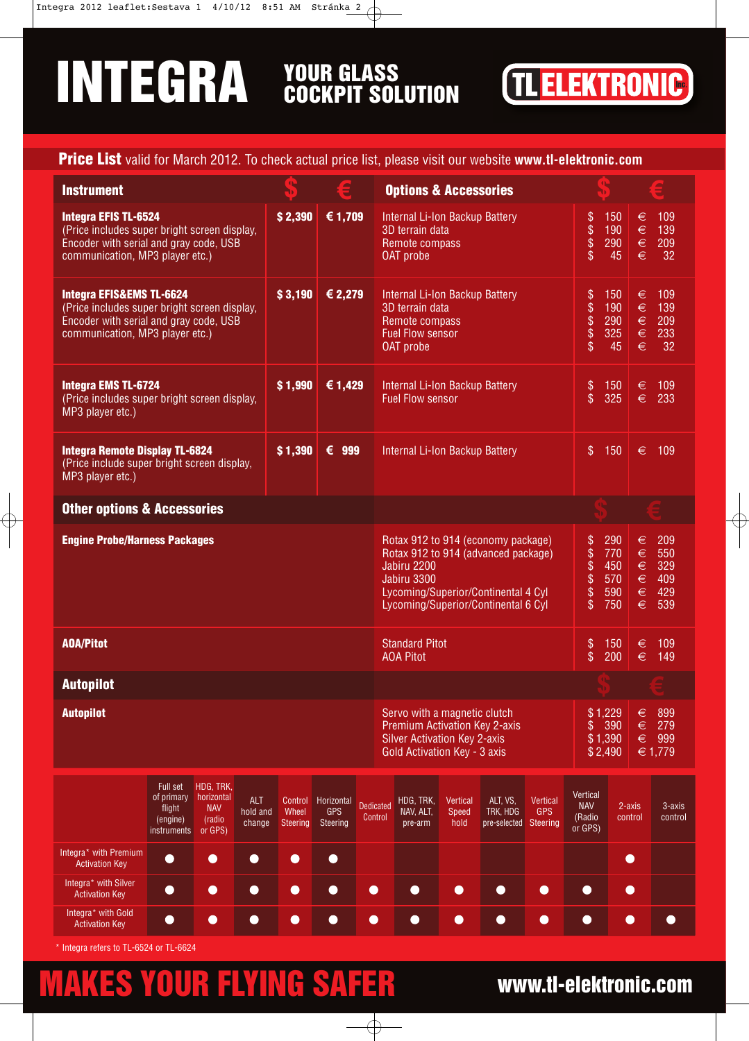# INTEGRA

## YOUR GLASS COCKPIT SOLUTION

TL ELEKTRONIC Inc.

**Price List** valid for March 2012. To check actual price list, please visit our website **www.tl-elektronic.com**

| Instrument | $ | € | Options & Accessories | $ | € |
|---|---|---|---|---|---|
| **Integra EFIS TL-6524** (Price includes super bright screen display, Encoder with serial and gray code, USB communication, MP3 player etc.) | $ 2,390 | € 1,709 | Internal Li-Ion Backup Battery<br>3D terrain data<br>Remote compass<br>OAT probe | $ 150<br>$ 190<br>$ 290<br>$ 45 | € 109<br>€ 139<br>€ 209<br>€ 32 |
| **Integra EFIS&EMS TL-6624** (Price includes super bright screen display, Encoder with serial and gray code, USB communication, MP3 player etc.) | $ 3,190 | € 2,279 | Internal Li-Ion Backup Battery<br>3D terrain data<br>Remote compass<br>Fuel Flow sensor<br>OAT probe | $ 150<br>$ 190<br>$ 290<br>$ 325<br>$ 45 | € 109<br>€ 139<br>€ 209<br>€ 233<br>€ 32 |
| **Integra EMS TL-6724** (Price includes super bright screen display, MP3 player etc.) | $ 1,990 | € 1,429 | Internal Li-Ion Backup Battery<br>Fuel Flow sensor | $ 150<br>$ 325 | € 109<br>€ 233 |
| **Integra Remote Display TL-6824** (Price include super bright screen display, MP3 player etc.) | $ 1,390 | € 999 | Internal Li-Ion Backup Battery | $ 150 | € 109 |

| Other options & Accessories | | $ | € |
|---|---|---|---|
| **Engine Probe/Harness Packages** | Rotax 912 to 914 (economy package)<br>Rotax 912 to 914 (advanced package)<br>Jabiru 2200<br>Jabiru 3300<br>Lycoming/Superior/Continental 4 Cyl<br>Lycoming/Superior/Continental 6 Cyl | $ 290<br>$ 770<br>$ 450<br>$ 570<br>$ 590<br>$ 750 | € 209<br>€ 550<br>€ 329<br>€ 409<br>€ 429<br>€ 539 |
| **AOA/Pitot** | Standard Pitot<br>AOA Pitot | $ 150<br>$ 200 | € 109<br>€ 149 |

| Autopilot | | $ | € |
|---|---|---|---|
| **Autopilot** | Servo with a magnetic clutch<br>Premium Activation Key 2-axis<br>Silver Activation Key 2-axis<br>Gold Activation Key - 3 axis | $ 1,229<br>$ 390<br>$ 1,390<br>$ 2,490 | € 899<br>€ 279<br>€ 999<br>€ 1,779 |

| | Full set of primary flight (engine) instruments | HDG, TRK, horizontal NAV (radio or GPS) | ALT hold and change | Control Wheel Steering | Horizontal GPS Steering | Dedicated Control | HDG, TRK, NAV, ALT, pre-arm | Vertical Speed hold | ALT, VS, TRK, HDG pre-selected | Vertical GPS Steering | Vertical NAV (Radio or GPS) | 2-axis control | 3-axis control |
|---|---|---|---|---|---|---|---|---|---|---|---|---|---|
| Integra* with Premium Activation Key | ● | ● | ● | ● | ● | | | | | | | ● | |
| Integra* with Silver Activation Key | ● | ● | ● | ● | ● | ● | ● | ● | ● | ● | ● | ● | |
| Integra* with Gold Activation Key | ● | ● | ● | ● | ● | ● | ● | ● | ● | ● | ● | ● | ● |

* Integra refers to TL-6524 or TL-6624

**MAKES YOUR FLYING SAFER** www.tl-elektronic.com